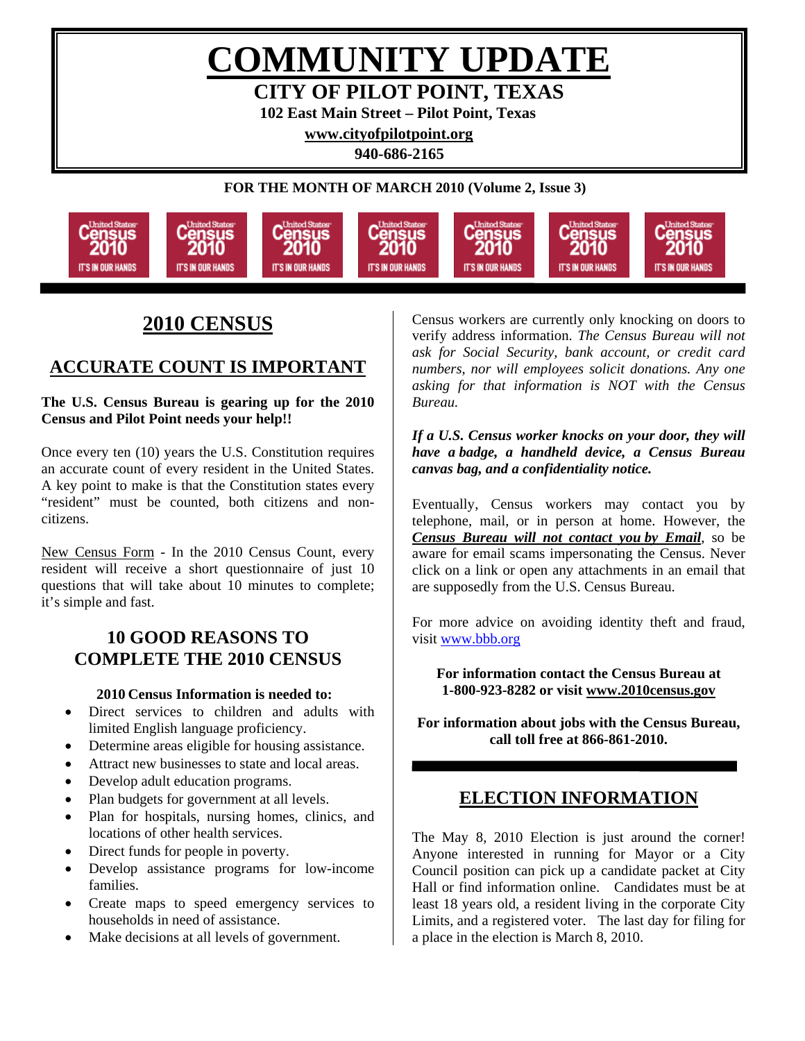# COMMUNITY UPDATE

## CITY OF PILOT POINT, TEXAS

**102 East Main Street – Pilot Point, Texas**

**www.cityofpilotpoint.org**

**940-686-2165**

**FOR THE MONTH OF MARCH 2010 (Volume 2, Issue 3)**

United States Census 2010 IT'S IN OUR HANDS

## 2010 CENSUS

### ACCURATE COUNT IS IMPORTANT

**The U.S. Census Bureau is gearing up for the 2010 Census and Pilot Point needs your help!!**

Once every ten (10) years the U.S. Constitution requires an accurate count of every resident in the United States. A key point to make is that the Constitution states every "resident" must be counted, both citizens and non-citizens.

New Census Form - In the 2010 Census Count, every resident will receive a short questionnaire of just 10 questions that will take about 10 minutes to complete; it's simple and fast.

### 10 GOOD REASONS TO COMPLETE THE 2010 CENSUS

**2010 Census Information is needed to:**

- Direct services to children and adults with limited English language proficiency.
- Determine areas eligible for housing assistance.
- Attract new businesses to state and local areas.
- Develop adult education programs.
- Plan budgets for government at all levels.
- Plan for hospitals, nursing homes, clinics, and locations of other health services.
- Direct funds for people in poverty.
- Develop assistance programs for low-income families.
- Create maps to speed emergency services to households in need of assistance.
- Make decisions at all levels of government.

Census workers are currently only knocking on doors to verify address information. *The Census Bureau will not ask for Social Security, bank account, or credit card numbers, nor will employees solicit donations. Any one asking for that information is NOT with the Census Bureau.*

***If a U.S. Census worker knocks on your door, they will have a badge, a handheld device, a Census Bureau canvas bag, and a confidentiality notice.***

Eventually, Census workers may contact you by telephone, mail, or in person at home. However, the ***Census Bureau will not contact you by Email***, so be aware for email scams impersonating the Census. Never click on a link or open any attachments in an email that are supposedly from the U.S. Census Bureau.

For more advice on avoiding identity theft and fraud, visit www.bbb.org

**For information contact the Census Bureau at 1-800-923-8282 or visit www.2010census.gov**

**For information about jobs with the Census Bureau, call toll free at 866-861-2010.**

## ELECTION INFORMATION

The May 8, 2010 Election is just around the corner! Anyone interested in running for Mayor or a City Council position can pick up a candidate packet at City Hall or find information online. Candidates must be at least 18 years old, a resident living in the corporate City Limits, and a registered voter. The last day for filing for a place in the election is March 8, 2010.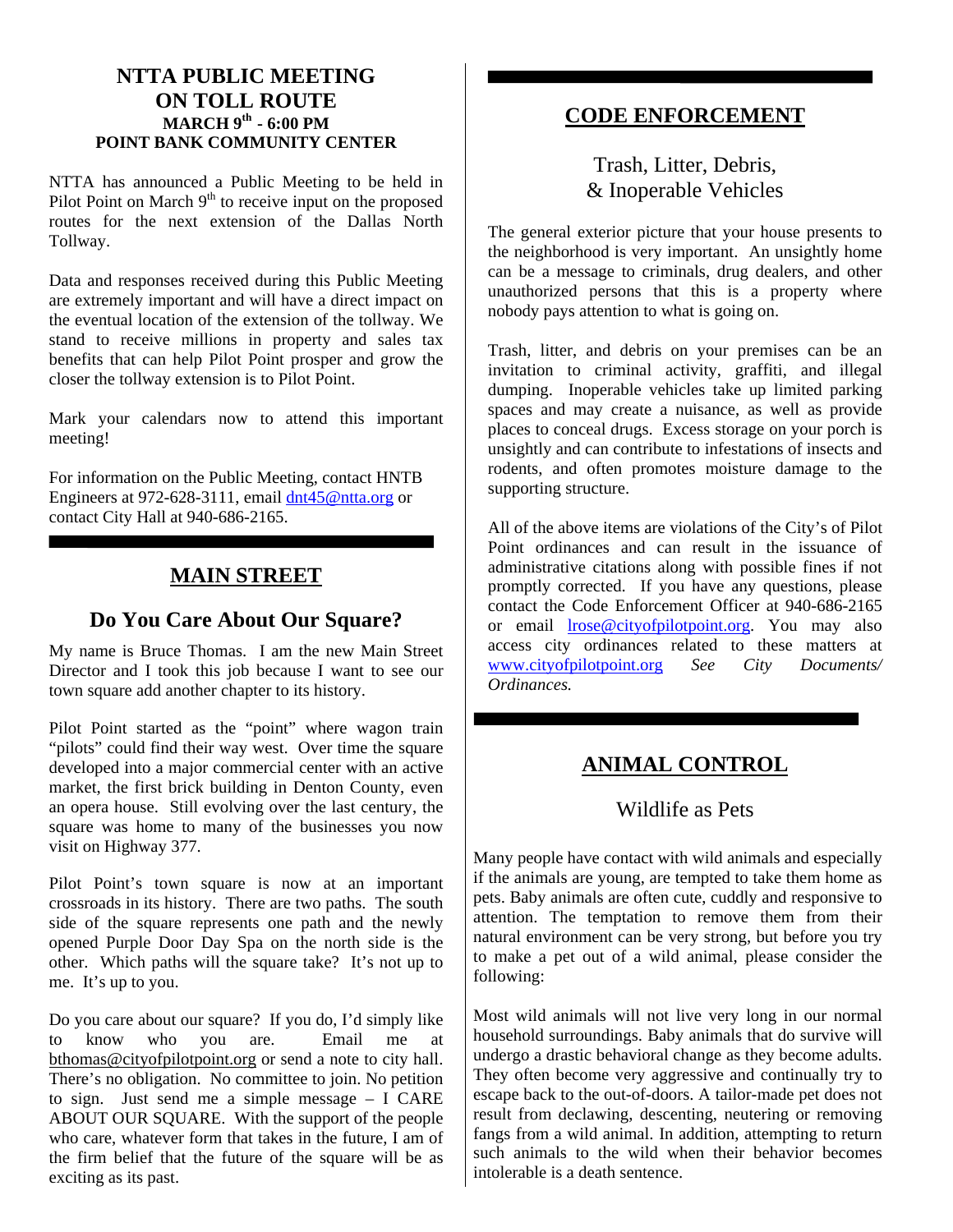## NTTA PUBLIC MEETING ON TOLL ROUTE

**MARCH 9th - 6:00 PM**
**POINT BANK COMMUNITY CENTER**

NTTA has announced a Public Meeting to be held in Pilot Point on March 9th to receive input on the proposed routes for the next extension of the Dallas North Tollway.

Data and responses received during this Public Meeting are extremely important and will have a direct impact on the eventual location of the extension of the tollway. We stand to receive millions in property and sales tax benefits that can help Pilot Point prosper and grow the closer the tollway extension is to Pilot Point.

Mark your calendars now to attend this important meeting!

For information on the Public Meeting, contact HNTB Engineers at 972-628-3111, email dnt45@ntta.org or contact City Hall at 940-686-2165.

## MAIN STREET

### Do You Care About Our Square?

My name is Bruce Thomas. I am the new Main Street Director and I took this job because I want to see our town square add another chapter to its history.

Pilot Point started as the "point" where wagon train "pilots" could find their way west. Over time the square developed into a major commercial center with an active market, the first brick building in Denton County, even an opera house. Still evolving over the last century, the square was home to many of the businesses you now visit on Highway 377.

Pilot Point's town square is now at an important crossroads in its history. There are two paths. The south side of the square represents one path and the newly opened Purple Door Day Spa on the north side is the other. Which paths will the square take? It's not up to me. It's up to you.

Do you care about our square? If you do, I'd simply like to know who you are. Email me at bthomas@cityofpilotpoint.org or send a note to city hall. There's no obligation. No committee to join. No petition to sign. Just send me a simple message – I CARE ABOUT OUR SQUARE. With the support of the people who care, whatever form that takes in the future, I am of the firm belief that the future of the square will be as exciting as its past.

## CODE ENFORCEMENT

### Trash, Litter, Debris, & Inoperable Vehicles

The general exterior picture that your house presents to the neighborhood is very important. An unsightly home can be a message to criminals, drug dealers, and other unauthorized persons that this is a property where nobody pays attention to what is going on.

Trash, litter, and debris on your premises can be an invitation to criminal activity, graffiti, and illegal dumping. Inoperable vehicles take up limited parking spaces and may create a nuisance, as well as provide places to conceal drugs. Excess storage on your porch is unsightly and can contribute to infestations of insects and rodents, and often promotes moisture damage to the supporting structure.

All of the above items are violations of the City's of Pilot Point ordinances and can result in the issuance of administrative citations along with possible fines if not promptly corrected. If you have any questions, please contact the Code Enforcement Officer at 940-686-2165 or email lrose@cityofpilotpoint.org. You may also access city ordinances related to these matters at www.cityofpilotpoint.org *See City Documents/ Ordinances.*

## ANIMAL CONTROL

### Wildlife as Pets

Many people have contact with wild animals and especially if the animals are young, are tempted to take them home as pets. Baby animals are often cute, cuddly and responsive to attention. The temptation to remove them from their natural environment can be very strong, but before you try to make a pet out of a wild animal, please consider the following:

Most wild animals will not live very long in our normal household surroundings. Baby animals that do survive will undergo a drastic behavioral change as they become adults. They often become very aggressive and continually try to escape back to the out-of-doors. A tailor-made pet does not result from declawing, descenting, neutering or removing fangs from a wild animal. In addition, attempting to return such animals to the wild when their behavior becomes intolerable is a death sentence.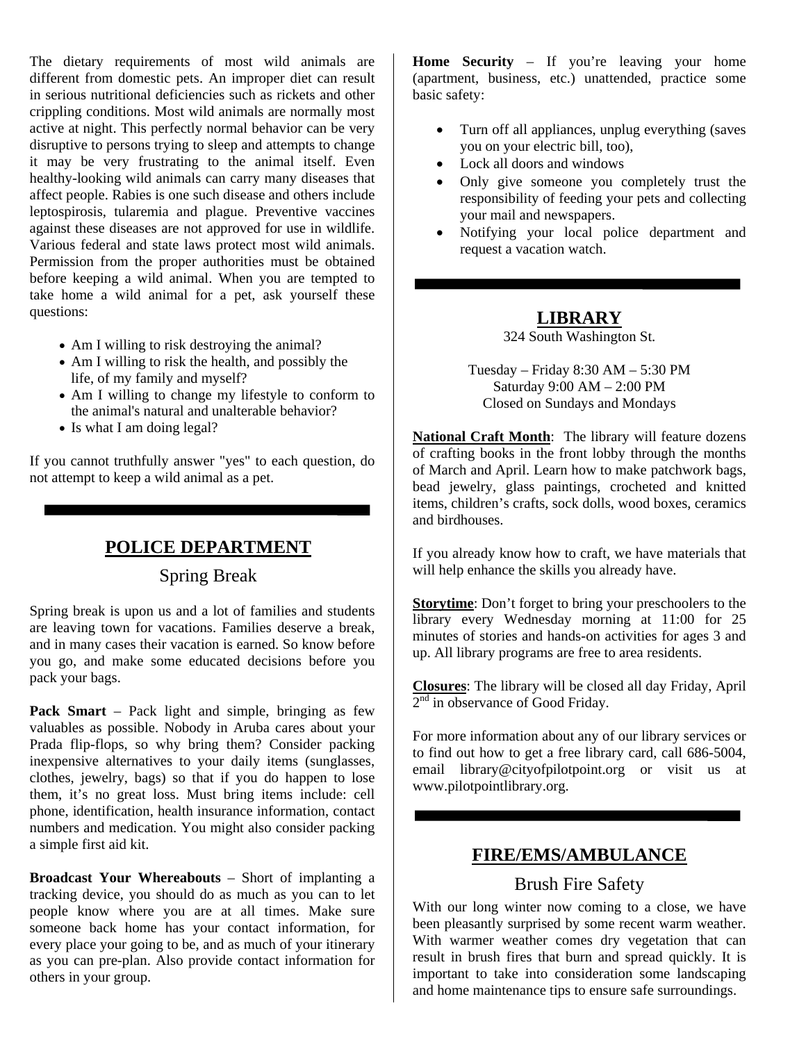The dietary requirements of most wild animals are different from domestic pets. An improper diet can result in serious nutritional deficiencies such as rickets and other crippling conditions. Most wild animals are normally most active at night. This perfectly normal behavior can be very disruptive to persons trying to sleep and attempts to change it may be very frustrating to the animal itself. Even healthy-looking wild animals can carry many diseases that affect people. Rabies is one such disease and others include leptospirosis, tularemia and plague. Preventive vaccines against these diseases are not approved for use in wildlife. Various federal and state laws protect most wild animals. Permission from the proper authorities must be obtained before keeping a wild animal. When you are tempted to take home a wild animal for a pet, ask yourself these questions:

- Am I willing to risk destroying the animal?
- Am I willing to risk the health, and possibly the life, of my family and myself?
- Am I willing to change my lifestyle to conform to the animal's natural and unalterable behavior?
- Is what I am doing legal?

If you cannot truthfully answer "yes" to each question, do not attempt to keep a wild animal as a pet.

## POLICE DEPARTMENT

### Spring Break

Spring break is upon us and a lot of families and students are leaving town for vacations. Families deserve a break, and in many cases their vacation is earned. So know before you go, and make some educated decisions before you pack your bags.

**Pack Smart** – Pack light and simple, bringing as few valuables as possible. Nobody in Aruba cares about your Prada flip-flops, so why bring them? Consider packing inexpensive alternatives to your daily items (sunglasses, clothes, jewelry, bags) so that if you do happen to lose them, it's no great loss. Must bring items include: cell phone, identification, health insurance information, contact numbers and medication. You might also consider packing a simple first aid kit.

**Broadcast Your Whereabouts** – Short of implanting a tracking device, you should do as much as you can to let people know where you are at all times. Make sure someone back home has your contact information, for every place your going to be, and as much of your itinerary as you can pre-plan. Also provide contact information for others in your group.

**Home Security** – If you're leaving your home (apartment, business, etc.) unattended, practice some basic safety:

- Turn off all appliances, unplug everything (saves you on your electric bill, too),
- Lock all doors and windows
- Only give someone you completely trust the responsibility of feeding your pets and collecting your mail and newspapers.
- Notifying your local police department and request a vacation watch.

## LIBRARY

324 South Washington St.

Tuesday – Friday 8:30 AM – 5:30 PM
Saturday 9:00 AM – 2:00 PM
Closed on Sundays and Mondays

**National Craft Month**: The library will feature dozens of crafting books in the front lobby through the months of March and April. Learn how to make patchwork bags, bead jewelry, glass paintings, crocheted and knitted items, children's crafts, sock dolls, wood boxes, ceramics and birdhouses.

If you already know how to craft, we have materials that will help enhance the skills you already have.

**Storytime**: Don't forget to bring your preschoolers to the library every Wednesday morning at 11:00 for 25 minutes of stories and hands-on activities for ages 3 and up. All library programs are free to area residents.

**Closures**: The library will be closed all day Friday, April 2nd in observance of Good Friday.

For more information about any of our library services or to find out how to get a free library card, call 686-5004, email library@cityofpilotpoint.org or visit us at www.pilotpointlibrary.org.

## FIRE/EMS/AMBULANCE

### Brush Fire Safety

With our long winter now coming to a close, we have been pleasantly surprised by some recent warm weather. With warmer weather comes dry vegetation that can result in brush fires that burn and spread quickly. It is important to take into consideration some landscaping and home maintenance tips to ensure safe surroundings.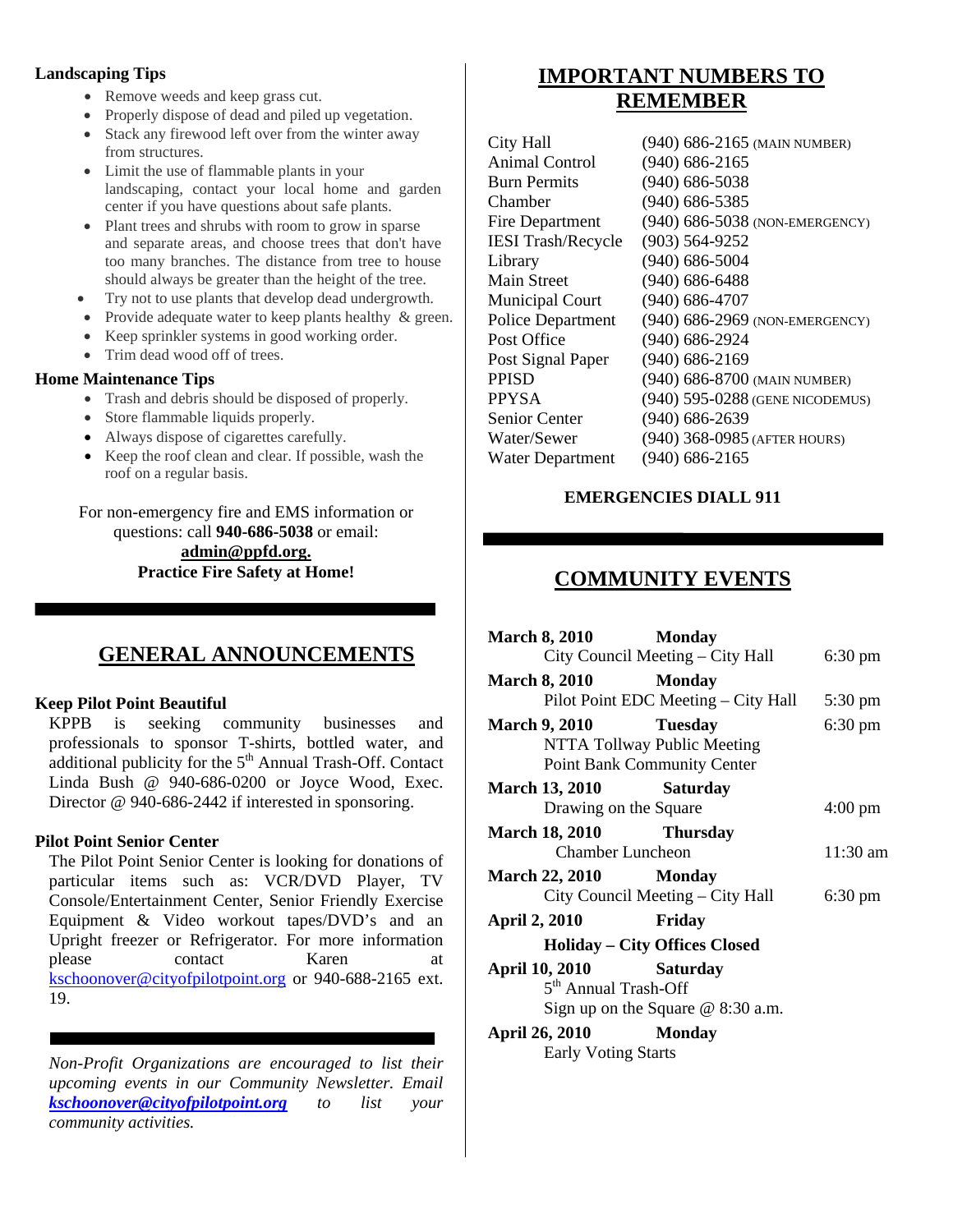**Landscaping Tips**

- Remove weeds and keep grass cut.
- Properly dispose of dead and piled up vegetation.
- Stack any firewood left over from the winter away from structures.
- Limit the use of flammable plants in your landscaping, contact your local home and garden center if you have questions about safe plants.
- Plant trees and shrubs with room to grow in sparse and separate areas, and choose trees that don't have too many branches. The distance from tree to house should always be greater than the height of the tree.
- Try not to use plants that develop dead undergrowth.
- Provide adequate water to keep plants healthy & green.
- Keep sprinkler systems in good working order.
- Trim dead wood off of trees.

**Home Maintenance Tips**

- Trash and debris should be disposed of properly.
- Store flammable liquids properly.
- Always dispose of cigarettes carefully.
- Keep the roof clean and clear. If possible, wash the roof on a regular basis.

For non-emergency fire and EMS information or questions: call **940-686-5038** or email: **admin@ppfd.org.**
**Practice Fire Safety at Home!**

## GENERAL ANNOUNCEMENTS

**Keep Pilot Point Beautiful**

KPPB is seeking community businesses and professionals to sponsor T-shirts, bottled water, and additional publicity for the 5th Annual Trash-Off. Contact Linda Bush @ 940-686-0200 or Joyce Wood, Exec. Director @ 940-686-2442 if interested in sponsoring.

**Pilot Point Senior Center**

The Pilot Point Senior Center is looking for donations of particular items such as: VCR/DVD Player, TV Console/Entertainment Center, Senior Friendly Exercise Equipment & Video workout tapes/DVD's and an Upright freezer or Refrigerator. For more information please contact Karen at kschoonover@cityofpilotpoint.org or 940-688-2165 ext. 19.

*Non-Profit Organizations are encouraged to list their upcoming events in our Community Newsletter. Email* ***kschoonover@cityofpilotpoint.org*** *to list your community activities.*

## IMPORTANT NUMBERS TO REMEMBER

| | |
|---|---|
| City Hall | (940) 686-2165 (MAIN NUMBER) |
| Animal Control | (940) 686-2165 |
| Burn Permits | (940) 686-5038 |
| Chamber | (940) 686-5385 |
| Fire Department | (940) 686-5038 (NON-EMERGENCY) |
| IESI Trash/Recycle | (903) 564-9252 |
| Library | (940) 686-5004 |
| Main Street | (940) 686-6488 |
| Municipal Court | (940) 686-4707 |
| Police Department | (940) 686-2969 (NON-EMERGENCY) |
| Post Office | (940) 686-2924 |
| Post Signal Paper | (940) 686-2169 |
| PPISD | (940) 686-8700 (MAIN NUMBER) |
| PPYSA | (940) 595-0288 (GENE NICODEMUS) |
| Senior Center | (940) 686-2639 |
| Water/Sewer | (940) 368-0985 (AFTER HOURS) |
| Water Department | (940) 686-2165 |

**EMERGENCIES DIALL 911**

## COMMUNITY EVENTS

**March 8, 2010 — Monday**
City Council Meeting – City Hall — 6:30 pm

**March 8, 2010 — Monday**
Pilot Point EDC Meeting – City Hall — 5:30 pm

**March 9, 2010 — Tuesday** — 6:30 pm
NTTA Tollway Public Meeting
Point Bank Community Center

**March 13, 2010 — Saturday**
Drawing on the Square — 4:00 pm

**March 18, 2010 — Thursday**
Chamber Luncheon — 11:30 am

**March 22, 2010 — Monday**
City Council Meeting – City Hall — 6:30 pm

**April 2, 2010 — Friday**
**Holiday – City Offices Closed**

**April 10, 2010 — Saturday**
5th Annual Trash-Off
Sign up on the Square @ 8:30 a.m.

**April 26, 2010 — Monday**
Early Voting Starts